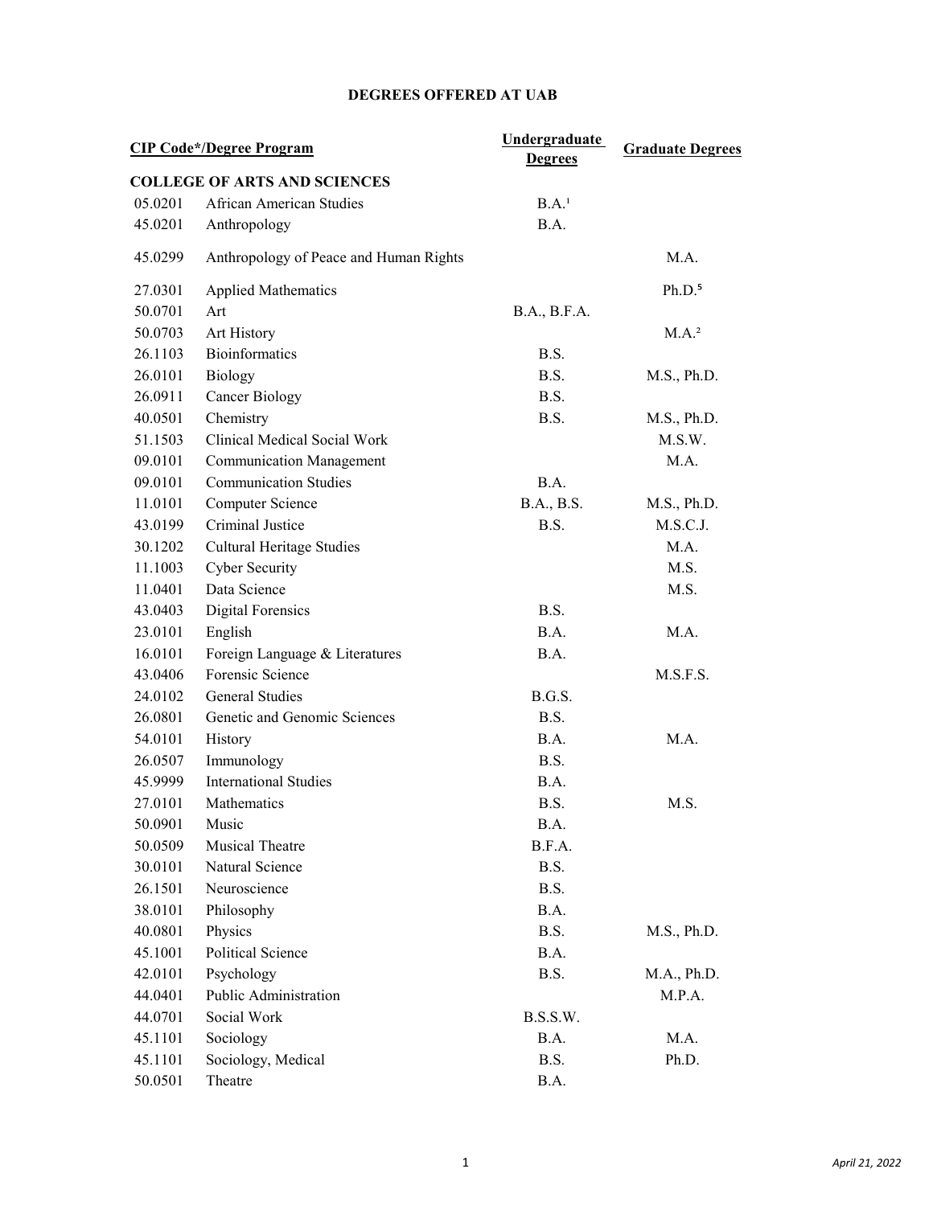# DEGREES OFFERED AT UAB

| CIP Code*/Degree Program | | Undergraduate Degrees | Graduate Degrees |
|---|---|---|---|
| **COLLEGE OF ARTS AND SCIENCES** | | | |
| 05.0201 | African American Studies | B.A.[1] | |
| 45.0201 | Anthropology | B.A. | |
| 45.0299 | Anthropology of Peace and Human Rights | | M.A. |
| 27.0301 | Applied Mathematics | | Ph.D.[5] |
| 50.0701 | Art | B.A., B.F.A. | |
| 50.0703 | Art History | | M.A.[2] |
| 26.1103 | Bioinformatics | B.S. | |
| 26.0101 | Biology | B.S. | M.S., Ph.D. |
| 26.0911 | Cancer Biology | B.S. | |
| 40.0501 | Chemistry | B.S. | M.S., Ph.D. |
| 51.1503 | Clinical Medical Social Work | | M.S.W. |
| 09.0101 | Communication Management | | M.A. |
| 09.0101 | Communication Studies | B.A. | |
| 11.0101 | Computer Science | B.A., B.S. | M.S., Ph.D. |
| 43.0199 | Criminal Justice | B.S. | M.S.C.J. |
| 30.1202 | Cultural Heritage Studies | | M.A. |
| 11.1003 | Cyber Security | | M.S. |
| 11.0401 | Data Science | | M.S. |
| 43.0403 | Digital Forensics | B.S. | |
| 23.0101 | English | B.A. | M.A. |
| 16.0101 | Foreign Language & Literatures | B.A. | |
| 43.0406 | Forensic Science | | M.S.F.S. |
| 24.0102 | General Studies | B.G.S. | |
| 26.0801 | Genetic and Genomic Sciences | B.S. | |
| 54.0101 | History | B.A. | M.A. |
| 26.0507 | Immunology | B.S. | |
| 45.9999 | International Studies | B.A. | |
| 27.0101 | Mathematics | B.S. | M.S. |
| 50.0901 | Music | B.A. | |
| 50.0509 | Musical Theatre | B.F.A. | |
| 30.0101 | Natural Science | B.S. | |
| 26.1501 | Neuroscience | B.S. | |
| 38.0101 | Philosophy | B.A. | |
| 40.0801 | Physics | B.S. | M.S., Ph.D. |
| 45.1001 | Political Science | B.A. | |
| 42.0101 | Psychology | B.S. | M.A., Ph.D. |
| 44.0401 | Public Administration | | M.P.A. |
| 44.0701 | Social Work | B.S.S.W. | |
| 45.1101 | Sociology | B.A. | M.A. |
| 45.1101 | Sociology, Medical | B.S. | Ph.D. |
| 50.0501 | Theatre | B.A. | |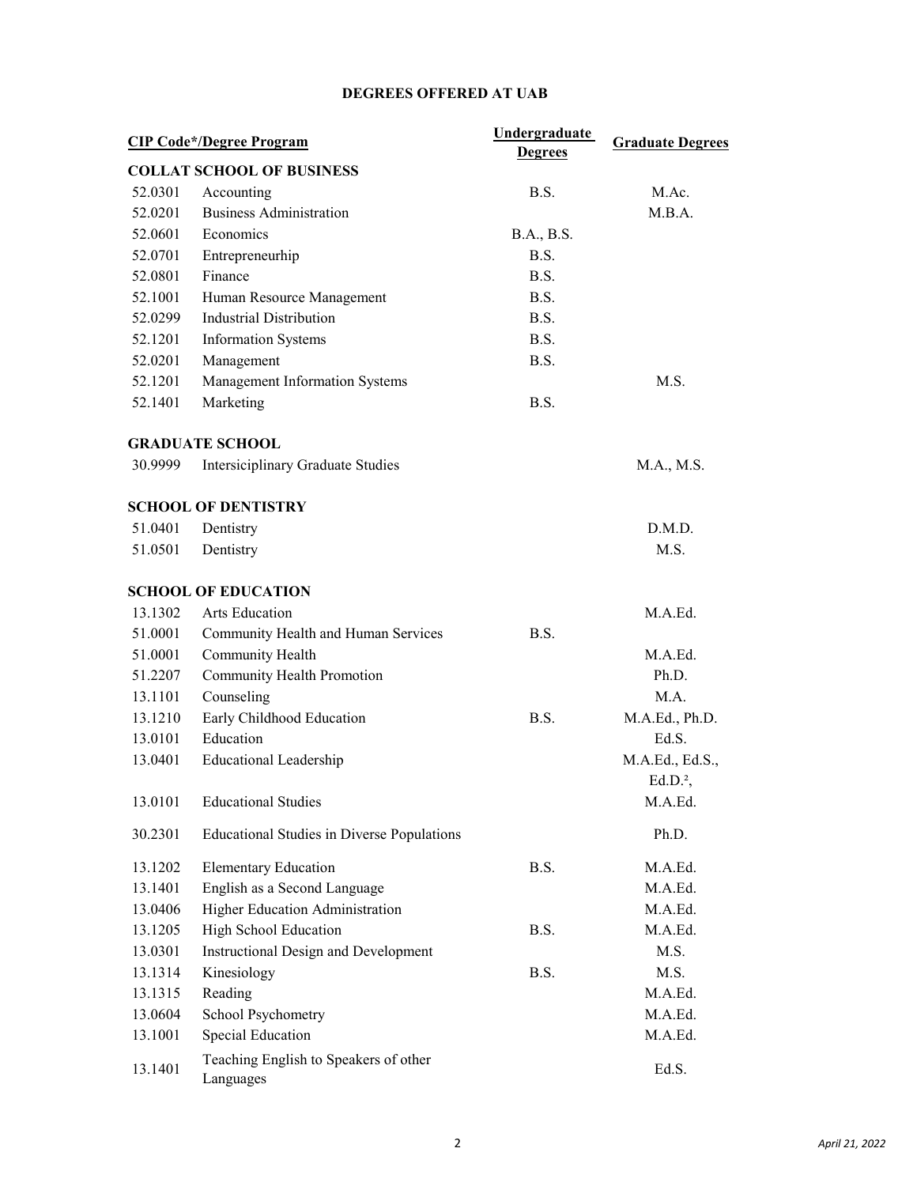**DEGREES OFFERED AT UAB**

| CIP Code*/Degree Program | | Undergraduate Degrees | Graduate Degrees |
|---|---|---|---|
| **COLLAT SCHOOL OF BUSINESS** | | | |
| 52.0301 | Accounting | B.S. | M.Ac. |
| 52.0201 | Business Administration | | M.B.A. |
| 52.0601 | Economics | B.A., B.S. | |
| 52.0701 | Entrepreneurhip | B.S. | |
| 52.0801 | Finance | B.S. | |
| 52.1001 | Human Resource Management | B.S. | |
| 52.0299 | Industrial Distribution | B.S. | |
| 52.1201 | Information Systems | B.S. | |
| 52.0201 | Management | B.S. | |
| 52.1201 | Management Information Systems | | M.S. |
| 52.1401 | Marketing | B.S. | |
| **GRADUATE SCHOOL** | | | |
| 30.9999 | Intersiciplinary Graduate Studies | | M.A., M.S. |
| **SCHOOL OF DENTISTRY** | | | |
| 51.0401 | Dentistry | | D.M.D. |
| 51.0501 | Dentistry | | M.S. |
| **SCHOOL OF EDUCATION** | | | |
| 13.1302 | Arts Education | | M.A.Ed. |
| 51.0001 | Community Health and Human Services | B.S. | |
| 51.0001 | Community Health | | M.A.Ed. |
| 51.2207 | Community Health Promotion | | Ph.D. |
| 13.1101 | Counseling | | M.A. |
| 13.1210 | Early Childhood Education | B.S. | M.A.Ed., Ph.D. |
| 13.0101 | Education | | Ed.S. |
| 13.0401 | Educational Leadership | | M.A.Ed., Ed.S., Ed.D.[2], |
| 13.0101 | Educational Studies | | M.A.Ed. |
| 30.2301 | Educational Studies in Diverse Populations | | Ph.D. |
| 13.1202 | Elementary Education | B.S. | M.A.Ed. |
| 13.1401 | English as a Second Language | | M.A.Ed. |
| 13.0406 | Higher Education Administration | | M.A.Ed. |
| 13.1205 | High School Education | B.S. | M.A.Ed. |
| 13.0301 | Instructional Design and Development | | M.S. |
| 13.1314 | Kinesiology | B.S. | M.S. |
| 13.1315 | Reading | | M.A.Ed. |
| 13.0604 | School Psychometry | | M.A.Ed. |
| 13.1001 | Special Education | | M.A.Ed. |
| 13.1401 | Teaching English to Speakers of other Languages | | Ed.S. |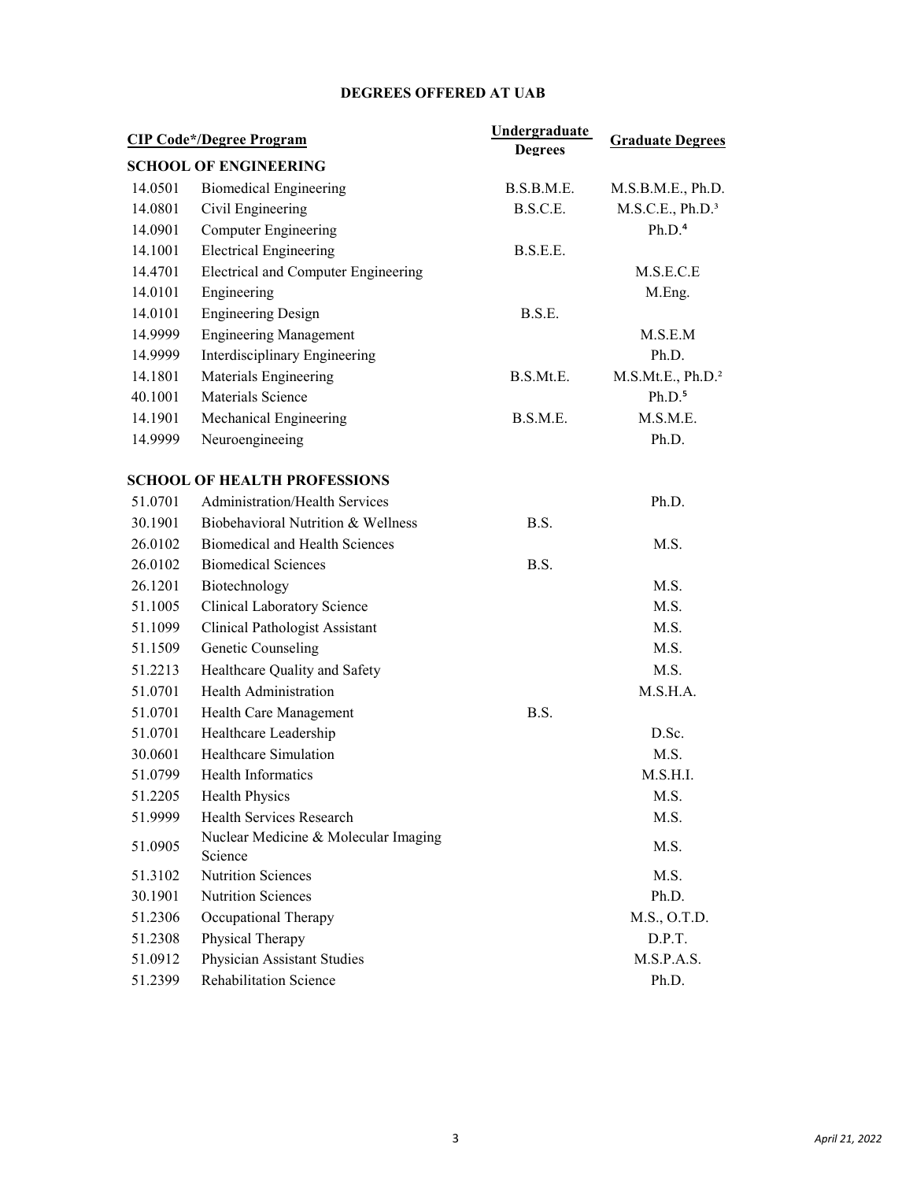# DEGREES OFFERED AT UAB

| CIP Code*/Degree Program | | Undergraduate Degrees | Graduate Degrees |
|---|---|---|---|
| **SCHOOL OF ENGINEERING** | | | |
| 14.0501 | Biomedical Engineering | B.S.B.M.E. | M.S.B.M.E., Ph.D. |
| 14.0801 | Civil Engineering | B.S.C.E. | M.S.C.E., Ph.D.[3] |
| 14.0901 | Computer Engineering | | Ph.D.[4] |
| 14.1001 | Electrical Engineering | B.S.E.E. | |
| 14.4701 | Electrical and Computer Engineering | | M.S.E.C.E |
| 14.0101 | Engineering | | M.Eng. |
| 14.0101 | Engineering Design | B.S.E. | |
| 14.9999 | Engineering Management | | M.S.E.M |
| 14.9999 | Interdisciplinary Engineering | | Ph.D. |
| 14.1801 | Materials Engineering | B.S.Mt.E. | M.S.Mt.E., Ph.D.[2] |
| 40.1001 | Materials Science | | Ph.D.[5] |
| 14.1901 | Mechanical Engineering | B.S.M.E. | M.S.M.E. |
| 14.9999 | Neuroengineeing | | Ph.D. |
| **SCHOOL OF HEALTH PROFESSIONS** | | | |
| 51.0701 | Administration/Health Services | | Ph.D. |
| 30.1901 | Biobehavioral Nutrition & Wellness | B.S. | |
| 26.0102 | Biomedical and Health Sciences | | M.S. |
| 26.0102 | Biomedical Sciences | B.S. | |
| 26.1201 | Biotechnology | | M.S. |
| 51.1005 | Clinical Laboratory Science | | M.S. |
| 51.1099 | Clinical Pathologist Assistant | | M.S. |
| 51.1509 | Genetic Counseling | | M.S. |
| 51.2213 | Healthcare Quality and Safety | | M.S. |
| 51.0701 | Health Administration | | M.S.H.A. |
| 51.0701 | Health Care Management | B.S. | |
| 51.0701 | Healthcare Leadership | | D.Sc. |
| 30.0601 | Healthcare Simulation | | M.S. |
| 51.0799 | Health Informatics | | M.S.H.I. |
| 51.2205 | Health Physics | | M.S. |
| 51.9999 | Health Services Research | | M.S. |
| 51.0905 | Nuclear Medicine & Molecular Imaging Science | | M.S. |
| 51.3102 | Nutrition Sciences | | M.S. |
| 30.1901 | Nutrition Sciences | | Ph.D. |
| 51.2306 | Occupational Therapy | | M.S., O.T.D. |
| 51.2308 | Physical Therapy | | D.P.T. |
| 51.0912 | Physician Assistant Studies | | M.S.P.A.S. |
| 51.2399 | Rehabilitation Science | | Ph.D. |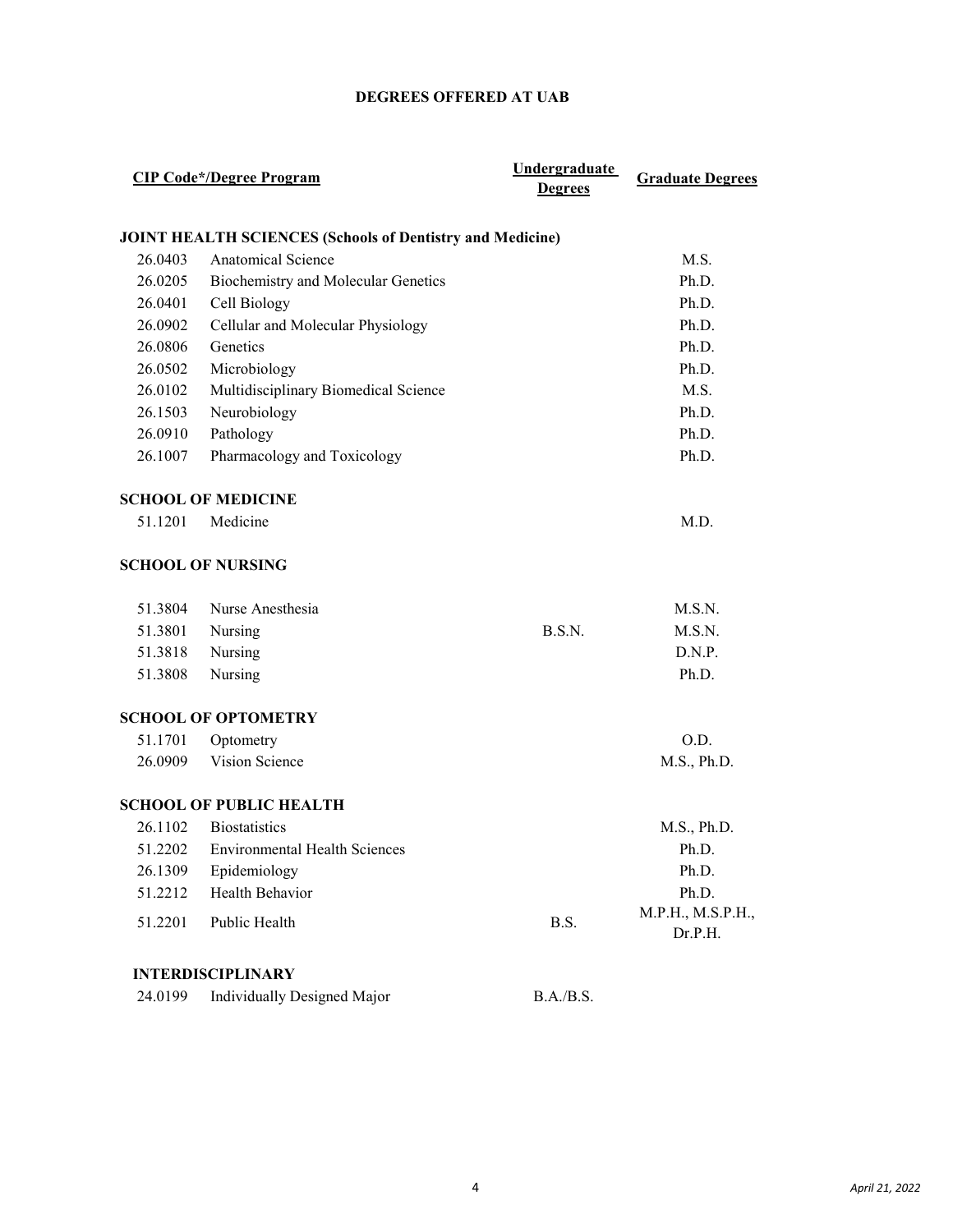**DEGREES OFFERED AT UAB**

| CIP Code*/Degree Program | | Undergraduate Degrees | Graduate Degrees |
|---|---|---|---|
| **JOINT HEALTH SCIENCES (Schools of Dentistry and Medicine)** | | | |
| 26.0403 | Anatomical Science | | M.S. |
| 26.0205 | Biochemistry and Molecular Genetics | | Ph.D. |
| 26.0401 | Cell Biology | | Ph.D. |
| 26.0902 | Cellular and Molecular Physiology | | Ph.D. |
| 26.0806 | Genetics | | Ph.D. |
| 26.0502 | Microbiology | | Ph.D. |
| 26.0102 | Multidisciplinary Biomedical Science | | M.S. |
| 26.1503 | Neurobiology | | Ph.D. |
| 26.0910 | Pathology | | Ph.D. |
| 26.1007 | Pharmacology and Toxicology | | Ph.D. |
| **SCHOOL OF MEDICINE** | | | |
| 51.1201 | Medicine | | M.D. |
| **SCHOOL OF NURSING** | | | |
| 51.3804 | Nurse Anesthesia | | M.S.N. |
| 51.3801 | Nursing | B.S.N. | M.S.N. |
| 51.3818 | Nursing | | D.N.P. |
| 51.3808 | Nursing | | Ph.D. |
| **SCHOOL OF OPTOMETRY** | | | |
| 51.1701 | Optometry | | O.D. |
| 26.0909 | Vision Science | | M.S., Ph.D. |
| **SCHOOL OF PUBLIC HEALTH** | | | |
| 26.1102 | Biostatistics | | M.S., Ph.D. |
| 51.2202 | Environmental Health Sciences | | Ph.D. |
| 26.1309 | Epidemiology | | Ph.D. |
| 51.2212 | Health Behavior | | Ph.D. |
| 51.2201 | Public Health | B.S. | M.P.H., M.S.P.H., Dr.P.H. |
| **INTERDISCIPLINARY** | | | |
| 24.0199 | Individually Designed Major | B.A./B.S. | |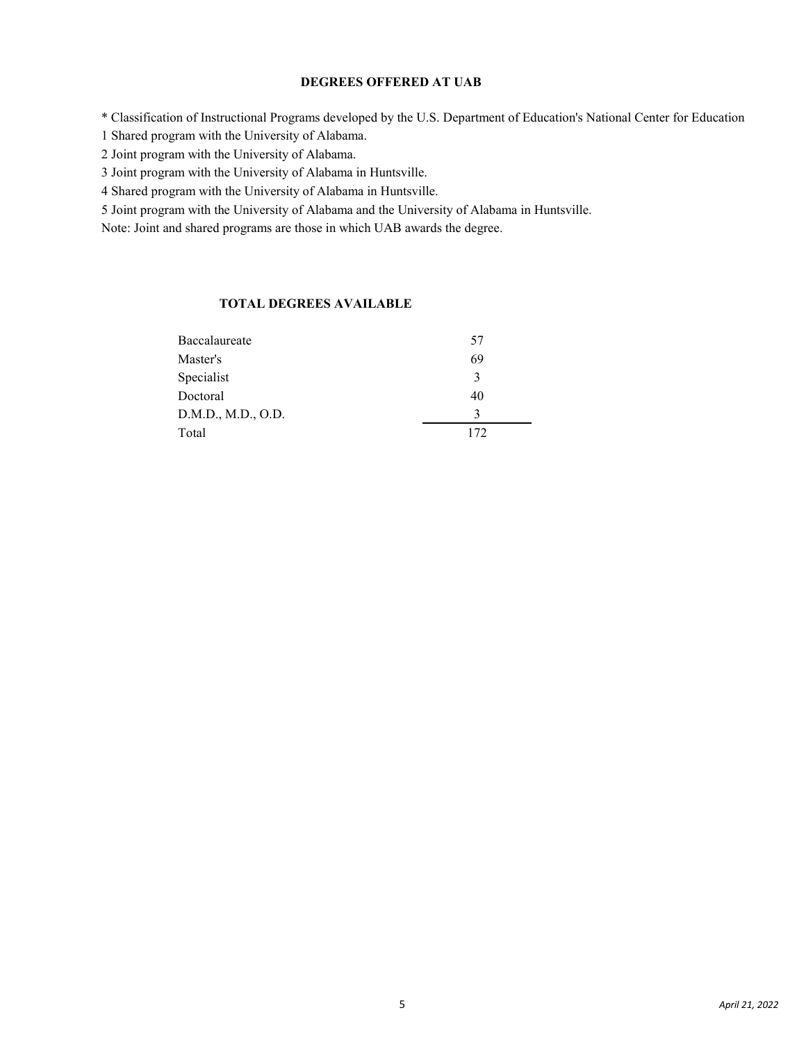**DEGREES OFFERED AT UAB**

* Classification of Instructional Programs developed by the U.S. Department of Education's National Center for Education
1 Shared program with the University of Alabama.
2 Joint program with the University of Alabama.
3 Joint program with the University of Alabama in Huntsville.
4 Shared program with the University of Alabama in Huntsville.
5 Joint program with the University of Alabama and the University of Alabama in Huntsville.
Note: Joint and shared programs are those in which UAB awards the degree.

**TOTAL DEGREES AVAILABLE**

| | |
|---|---|
| Baccalaureate | 57 |
| Master's | 69 |
| Specialist | 3 |
| Doctoral | 40 |
| D.M.D., M.D., O.D. | 3 |
| Total | 172 |